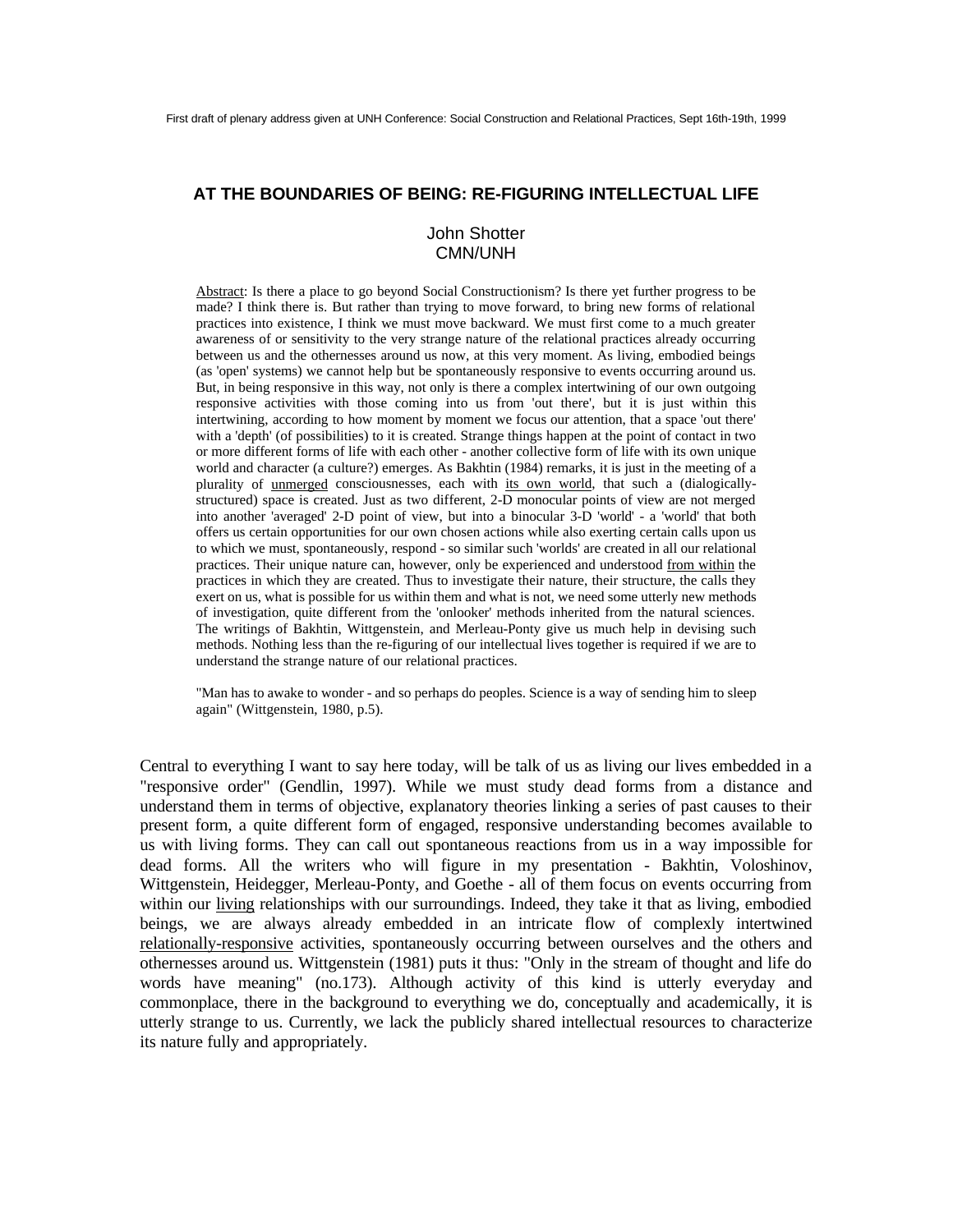First draft of plenary address given at UNH Conference: Social Construction and Relational Practices, Sept 16th-19th, 1999

# AT THE BOUNDARIES OF BEING: RE-FIGURING INTELLECTUAL LIFE

John Shotter
CMN/UNH

Abstract: Is there a place to go beyond Social Constructionism? Is there yet further progress to be made? I think there is. But rather than trying to move forward, to bring new forms of relational practices into existence, I think we must move backward. We must first come to a much greater awareness of or sensitivity to the very strange nature of the relational practices already occurring between us and the othernesses around us now, at this very moment. As living, embodied beings (as 'open' systems) we cannot help but be spontaneously responsive to events occurring around us. But, in being responsive in this way, not only is there a complex intertwining of our own outgoing responsive activities with those coming into us from 'out there', but it is just within this intertwining, according to how moment by moment we focus our attention, that a space 'out there' with a 'depth' (of possibilities) to it is created. Strange things happen at the point of contact in two or more different forms of life with each other - another collective form of life with its own unique world and character (a culture?) emerges. As Bakhtin (1984) remarks, it is just in the meeting of a plurality of unmerged consciousnesses, each with its own world, that such a (dialogically-structured) space is created. Just as two different, 2-D monocular points of view are not merged into another 'averaged' 2-D point of view, but into a binocular 3-D 'world' - a 'world' that both offers us certain opportunities for our own chosen actions while also exerting certain calls upon us to which we must, spontaneously, respond - so similar such 'worlds' are created in all our relational practices. Their unique nature can, however, only be experienced and understood from within the practices in which they are created. Thus to investigate their nature, their structure, the calls they exert on us, what is possible for us within them and what is not, we need some utterly new methods of investigation, quite different from the 'onlooker' methods inherited from the natural sciences. The writings of Bakhtin, Wittgenstein, and Merleau-Ponty give us much help in devising such methods. Nothing less than the re-figuring of our intellectual lives together is required if we are to understand the strange nature of our relational practices.

"Man has to awake to wonder - and so perhaps do peoples. Science is a way of sending him to sleep again" (Wittgenstein, 1980, p.5).

Central to everything I want to say here today, will be talk of us as living our lives embedded in a "responsive order" (Gendlin, 1997). While we must study dead forms from a distance and understand them in terms of objective, explanatory theories linking a series of past causes to their present form, a quite different form of engaged, responsive understanding becomes available to us with living forms. They can call out spontaneous reactions from us in a way impossible for dead forms. All the writers who will figure in my presentation - Bakhtin, Voloshinov, Wittgenstein, Heidegger, Merleau-Ponty, and Goethe - all of them focus on events occurring from within our living relationships with our surroundings. Indeed, they take it that as living, embodied beings, we are always already embedded in an intricate flow of complexly intertwined relationally-responsive activities, spontaneously occurring between ourselves and the others and othernesses around us. Wittgenstein (1981) puts it thus: "Only in the stream of thought and life do words have meaning" (no.173). Although activity of this kind is utterly everyday and commonplace, there in the background to everything we do, conceptually and academically, it is utterly strange to us. Currently, we lack the publicly shared intellectual resources to characterize its nature fully and appropriately.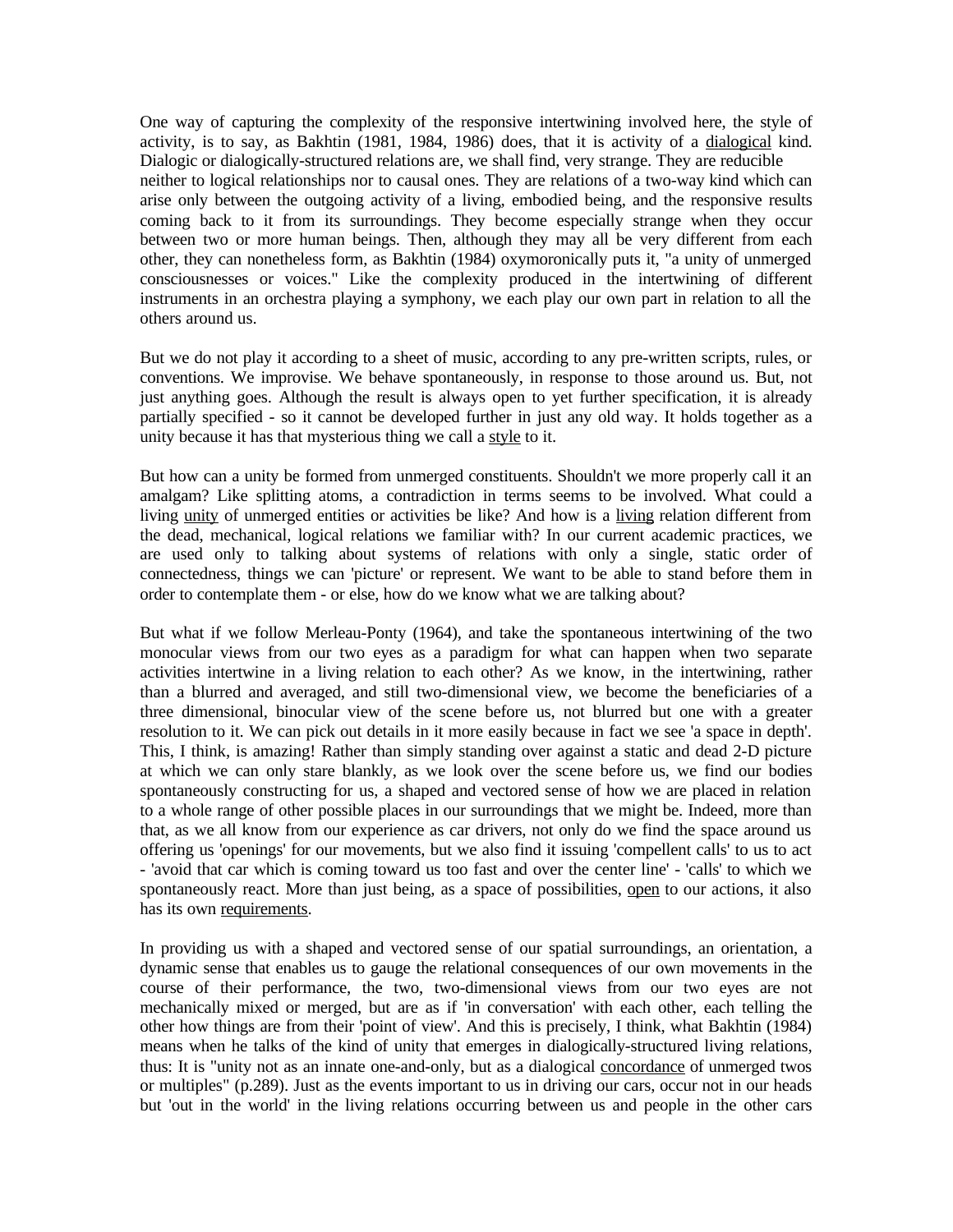One way of capturing the complexity of the responsive intertwining involved here, the style of activity, is to say, as Bakhtin (1981, 1984, 1986) does, that it is activity of a dialogical kind. Dialogic or dialogically-structured relations are, we shall find, very strange. They are reducible neither to logical relationships nor to causal ones. They are relations of a two-way kind which can arise only between the outgoing activity of a living, embodied being, and the responsive results coming back to it from its surroundings. They become especially strange when they occur between two or more human beings. Then, although they may all be very different from each other, they can nonetheless form, as Bakhtin (1984) oxymoronically puts it, "a unity of unmerged consciousnesses or voices." Like the complexity produced in the intertwining of different instruments in an orchestra playing a symphony, we each play our own part in relation to all the others around us.

But we do not play it according to a sheet of music, according to any pre-written scripts, rules, or conventions. We improvise. We behave spontaneously, in response to those around us. But, not just anything goes. Although the result is always open to yet further specification, it is already partially specified - so it cannot be developed further in just any old way. It holds together as a unity because it has that mysterious thing we call a style to it.

But how can a unity be formed from unmerged constituents. Shouldn't we more properly call it an amalgam? Like splitting atoms, a contradiction in terms seems to be involved. What could a living unity of unmerged entities or activities be like? And how is a living relation different from the dead, mechanical, logical relations we familiar with? In our current academic practices, we are used only to talking about systems of relations with only a single, static order of connectedness, things we can 'picture' or represent. We want to be able to stand before them in order to contemplate them - or else, how do we know what we are talking about?

But what if we follow Merleau-Ponty (1964), and take the spontaneous intertwining of the two monocular views from our two eyes as a paradigm for what can happen when two separate activities intertwine in a living relation to each other? As we know, in the intertwining, rather than a blurred and averaged, and still two-dimensional view, we become the beneficiaries of a three dimensional, binocular view of the scene before us, not blurred but one with a greater resolution to it. We can pick out details in it more easily because in fact we see 'a space in depth'. This, I think, is amazing! Rather than simply standing over against a static and dead 2-D picture at which we can only stare blankly, as we look over the scene before us, we find our bodies spontaneously constructing for us, a shaped and vectored sense of how we are placed in relation to a whole range of other possible places in our surroundings that we might be. Indeed, more than that, as we all know from our experience as car drivers, not only do we find the space around us offering us 'openings' for our movements, but we also find it issuing 'compellent calls' to us to act - 'avoid that car which is coming toward us too fast and over the center line' - 'calls' to which we spontaneously react. More than just being, as a space of possibilities, open to our actions, it also has its own requirements.

In providing us with a shaped and vectored sense of our spatial surroundings, an orientation, a dynamic sense that enables us to gauge the relational consequences of our own movements in the course of their performance, the two, two-dimensional views from our two eyes are not mechanically mixed or merged, but are as if 'in conversation' with each other, each telling the other how things are from their 'point of view'. And this is precisely, I think, what Bakhtin (1984) means when he talks of the kind of unity that emerges in dialogically-structured living relations, thus: It is "unity not as an innate one-and-only, but as a dialogical concordance of unmerged twos or multiples" (p.289). Just as the events important to us in driving our cars, occur not in our heads but 'out in the world' in the living relations occurring between us and people in the other cars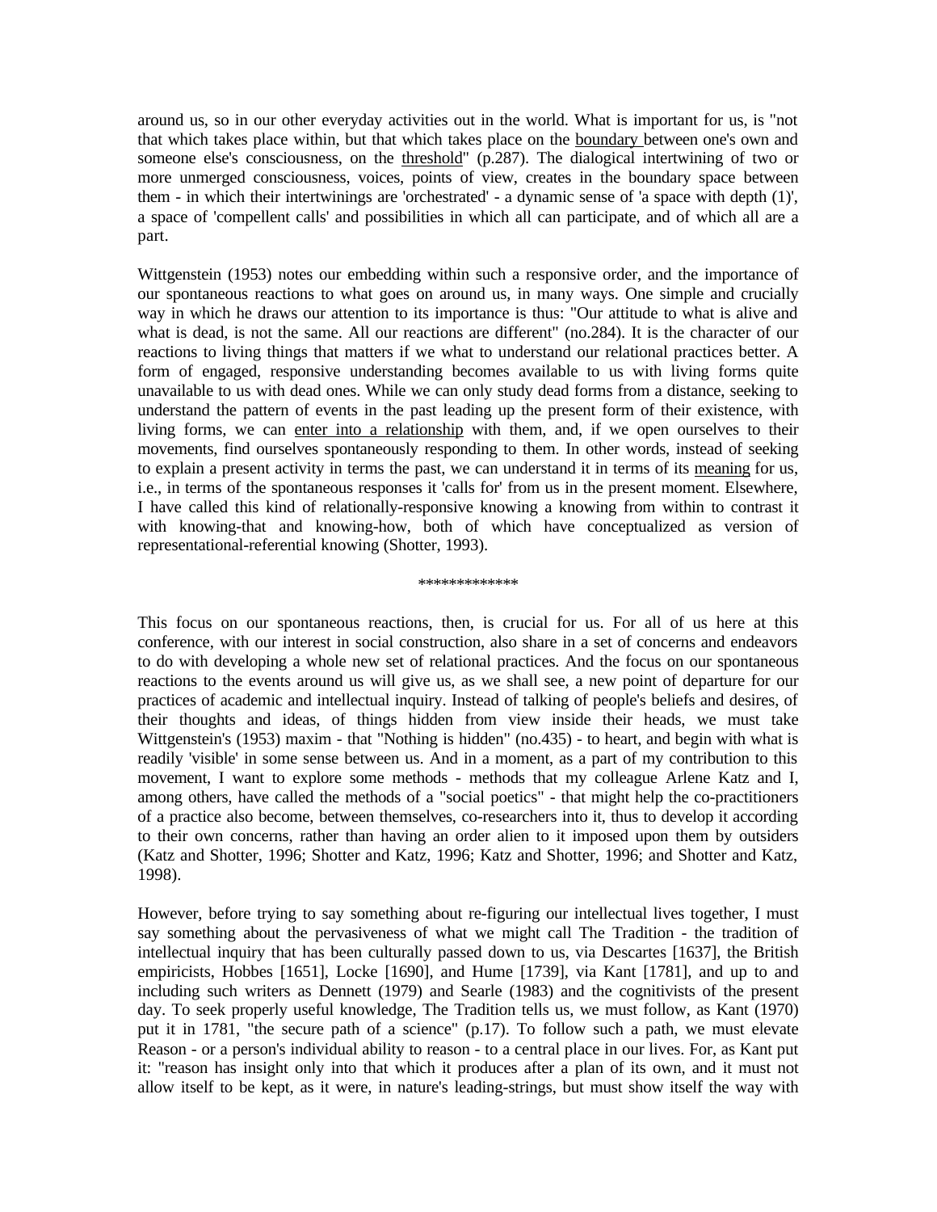around us, so in our other everyday activities out in the world. What is important for us, is "not that which takes place within, but that which takes place on the boundary between one's own and someone else's consciousness, on the threshold" (p.287). The dialogical intertwining of two or more unmerged consciousness, voices, points of view, creates in the boundary space between them - in which their intertwinings are 'orchestrated' - a dynamic sense of 'a space with depth (1)', a space of 'compellent calls' and possibilities in which all can participate, and of which all are a part.

Wittgenstein (1953) notes our embedding within such a responsive order, and the importance of our spontaneous reactions to what goes on around us, in many ways. One simple and crucially way in which he draws our attention to its importance is thus: "Our attitude to what is alive and what is dead, is not the same. All our reactions are different" (no.284). It is the character of our reactions to living things that matters if we what to understand our relational practices better. A form of engaged, responsive understanding becomes available to us with living forms quite unavailable to us with dead ones. While we can only study dead forms from a distance, seeking to understand the pattern of events in the past leading up the present form of their existence, with living forms, we can enter into a relationship with them, and, if we open ourselves to their movements, find ourselves spontaneously responding to them. In other words, instead of seeking to explain a present activity in terms the past, we can understand it in terms of its meaning for us, i.e., in terms of the spontaneous responses it 'calls for' from us in the present moment. Elsewhere, I have called this kind of relationally-responsive knowing a knowing from within to contrast it with knowing-that and knowing-how, both of which have conceptualized as version of representational-referential knowing (Shotter, 1993).

*************

This focus on our spontaneous reactions, then, is crucial for us. For all of us here at this conference, with our interest in social construction, also share in a set of concerns and endeavors to do with developing a whole new set of relational practices. And the focus on our spontaneous reactions to the events around us will give us, as we shall see, a new point of departure for our practices of academic and intellectual inquiry. Instead of talking of people's beliefs and desires, of their thoughts and ideas, of things hidden from view inside their heads, we must take Wittgenstein's (1953) maxim - that "Nothing is hidden" (no.435) - to heart, and begin with what is readily 'visible' in some sense between us. And in a moment, as a part of my contribution to this movement, I want to explore some methods - methods that my colleague Arlene Katz and I, among others, have called the methods of a "social poetics" - that might help the co-practitioners of a practice also become, between themselves, co-researchers into it, thus to develop it according to their own concerns, rather than having an order alien to it imposed upon them by outsiders (Katz and Shotter, 1996; Shotter and Katz, 1996; Katz and Shotter, 1996; and Shotter and Katz, 1998).

However, before trying to say something about re-figuring our intellectual lives together, I must say something about the pervasiveness of what we might call The Tradition - the tradition of intellectual inquiry that has been culturally passed down to us, via Descartes [1637], the British empiricists, Hobbes [1651], Locke [1690], and Hume [1739], via Kant [1781], and up to and including such writers as Dennett (1979) and Searle (1983) and the cognitivists of the present day. To seek properly useful knowledge, The Tradition tells us, we must follow, as Kant (1970) put it in 1781, "the secure path of a science" (p.17). To follow such a path, we must elevate Reason - or a person's individual ability to reason - to a central place in our lives. For, as Kant put it: "reason has insight only into that which it produces after a plan of its own, and it must not allow itself to be kept, as it were, in nature's leading-strings, but must show itself the way with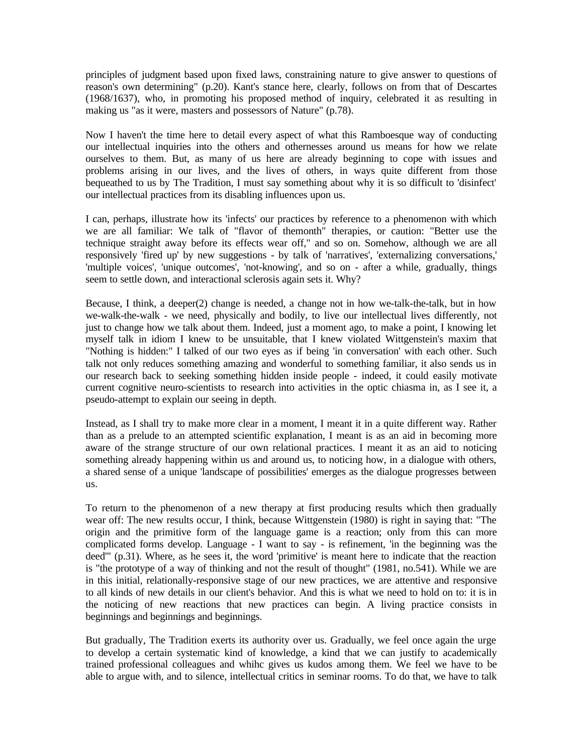principles of judgment based upon fixed laws, constraining nature to give answer to questions of reason's own determining" (p.20). Kant's stance here, clearly, follows on from that of Descartes (1968/1637), who, in promoting his proposed method of inquiry, celebrated it as resulting in making us "as it were, masters and possessors of Nature" (p.78).

Now I haven't the time here to detail every aspect of what this Ramboesque way of conducting our intellectual inquiries into the others and othernesses around us means for how we relate ourselves to them. But, as many of us here are already beginning to cope with issues and problems arising in our lives, and the lives of others, in ways quite different from those bequeathed to us by The Tradition, I must say something about why it is so difficult to 'disinfect' our intellectual practices from its disabling influences upon us.

I can, perhaps, illustrate how its 'infects' our practices by reference to a phenomenon with which we are all familiar: We talk of "flavor of themonth" therapies, or caution: "Better use the technique straight away before its effects wear off," and so on. Somehow, although we are all responsively 'fired up' by new suggestions - by talk of 'narratives', 'externalizing conversations,' 'multiple voices', 'unique outcomes', 'not-knowing', and so on - after a while, gradually, things seem to settle down, and interactional sclerosis again sets it. Why?

Because, I think, a deeper(2) change is needed, a change not in how we-talk-the-talk, but in how we-walk-the-walk - we need, physically and bodily, to live our intellectual lives differently, not just to change how we talk about them. Indeed, just a moment ago, to make a point, I knowing let myself talk in idiom I knew to be unsuitable, that I knew violated Wittgenstein's maxim that "Nothing is hidden:" I talked of our two eyes as if being 'in conversation' with each other. Such talk not only reduces something amazing and wonderful to something familiar, it also sends us in our research back to seeking something hidden inside people - indeed, it could easily motivate current cognitive neuro-scientists to research into activities in the optic chiasma in, as I see it, a pseudo-attempt to explain our seeing in depth.

Instead, as I shall try to make more clear in a moment, I meant it in a quite different way. Rather than as a prelude to an attempted scientific explanation, I meant is as an aid in becoming more aware of the strange structure of our own relational practices. I meant it as an aid to noticing something already happening within us and around us, to noticing how, in a dialogue with others, a shared sense of a unique 'landscape of possibilities' emerges as the dialogue progresses between us.

To return to the phenomenon of a new therapy at first producing results which then gradually wear off: The new results occur, I think, because Wittgenstein (1980) is right in saying that: "The origin and the primitive form of the language game is a reaction; only from this can more complicated forms develop. Language - I want to say - is refinement, 'in the beginning was the deed'" (p.31). Where, as he sees it, the word 'primitive' is meant here to indicate that the reaction is "the prototype of a way of thinking and not the result of thought" (1981, no.541). While we are in this initial, relationally-responsive stage of our new practices, we are attentive and responsive to all kinds of new details in our client's behavior. And this is what we need to hold on to: it is in the noticing of new reactions that new practices can begin. A living practice consists in beginnings and beginnings and beginnings.

But gradually, The Tradition exerts its authority over us. Gradually, we feel once again the urge to develop a certain systematic kind of knowledge, a kind that we can justify to academically trained professional colleagues and whihc gives us kudos among them. We feel we have to be able to argue with, and to silence, intellectual critics in seminar rooms. To do that, we have to talk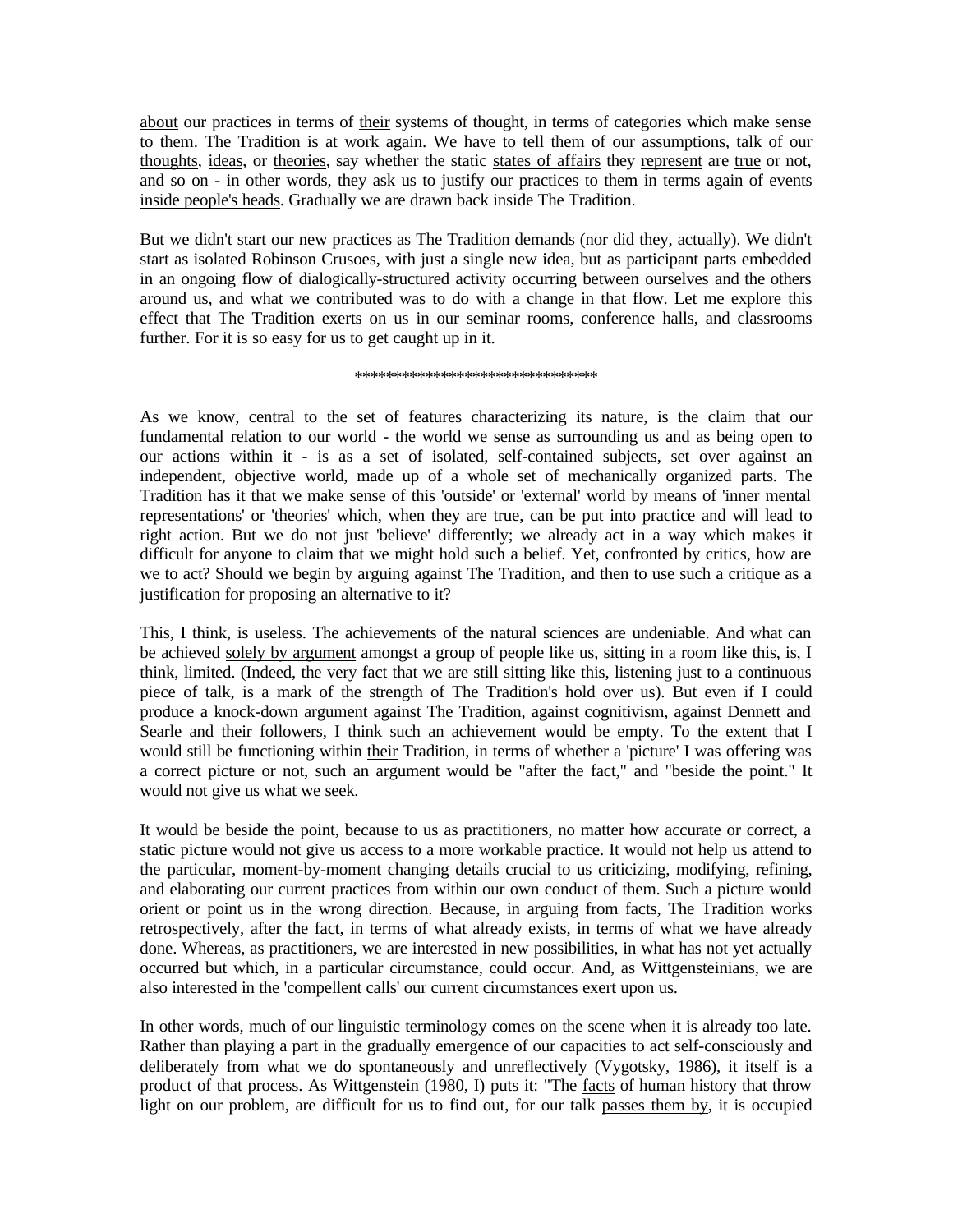about our practices in terms of their systems of thought, in terms of categories which make sense to them. The Tradition is at work again. We have to tell them of our assumptions, talk of our thoughts, ideas, or theories, say whether the static states of affairs they represent are true or not, and so on - in other words, they ask us to justify our practices to them in terms again of events inside people's heads. Gradually we are drawn back inside The Tradition.

But we didn't start our new practices as The Tradition demands (nor did they, actually). We didn't start as isolated Robinson Crusoes, with just a single new idea, but as participant parts embedded in an ongoing flow of dialogically-structured activity occurring between ourselves and the others around us, and what we contributed was to do with a change in that flow. Let me explore this effect that The Tradition exerts on us in our seminar rooms, conference halls, and classrooms further. For it is so easy for us to get caught up in it.

********************************

As we know, central to the set of features characterizing its nature, is the claim that our fundamental relation to our world - the world we sense as surrounding us and as being open to our actions within it - is as a set of isolated, self-contained subjects, set over against an independent, objective world, made up of a whole set of mechanically organized parts. The Tradition has it that we make sense of this 'outside' or 'external' world by means of 'inner mental representations' or 'theories' which, when they are true, can be put into practice and will lead to right action. But we do not just 'believe' differently; we already act in a way which makes it difficult for anyone to claim that we might hold such a belief. Yet, confronted by critics, how are we to act? Should we begin by arguing against The Tradition, and then to use such a critique as a justification for proposing an alternative to it?

This, I think, is useless. The achievements of the natural sciences are undeniable. And what can be achieved solely by argument amongst a group of people like us, sitting in a room like this, is, I think, limited. (Indeed, the very fact that we are still sitting like this, listening just to a continuous piece of talk, is a mark of the strength of The Tradition's hold over us). But even if I could produce a knock-down argument against The Tradition, against cognitivism, against Dennett and Searle and their followers, I think such an achievement would be empty. To the extent that I would still be functioning within their Tradition, in terms of whether a 'picture' I was offering was a correct picture or not, such an argument would be "after the fact," and "beside the point." It would not give us what we seek.

It would be beside the point, because to us as practitioners, no matter how accurate or correct, a static picture would not give us access to a more workable practice. It would not help us attend to the particular, moment-by-moment changing details crucial to us criticizing, modifying, refining, and elaborating our current practices from within our own conduct of them. Such a picture would orient or point us in the wrong direction. Because, in arguing from facts, The Tradition works retrospectively, after the fact, in terms of what already exists, in terms of what we have already done. Whereas, as practitioners, we are interested in new possibilities, in what has not yet actually occurred but which, in a particular circumstance, could occur. And, as Wittgensteinians, we are also interested in the 'compellent calls' our current circumstances exert upon us.

In other words, much of our linguistic terminology comes on the scene when it is already too late. Rather than playing a part in the gradually emergence of our capacities to act self-consciously and deliberately from what we do spontaneously and unreflectively (Vygotsky, 1986), it itself is a product of that process. As Wittgenstein (1980, I) puts it: "The facts of human history that throw light on our problem, are difficult for us to find out, for our talk passes them by, it is occupied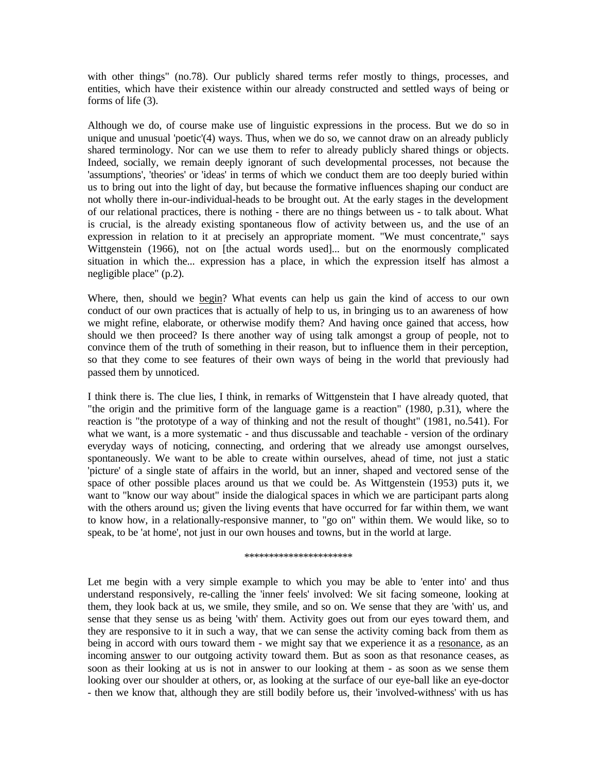with other things" (no.78). Our publicly shared terms refer mostly to things, processes, and entities, which have their existence within our already constructed and settled ways of being or forms of life (3).

Although we do, of course make use of linguistic expressions in the process. But we do so in unique and unusual 'poetic'(4) ways. Thus, when we do so, we cannot draw on an already publicly shared terminology. Nor can we use them to refer to already publicly shared things or objects. Indeed, socially, we remain deeply ignorant of such developmental processes, not because the 'assumptions', 'theories' or 'ideas' in terms of which we conduct them are too deeply buried within us to bring out into the light of day, but because the formative influences shaping our conduct are not wholly there in-our-individual-heads to be brought out. At the early stages in the development of our relational practices, there is nothing - there are no things between us - to talk about. What is crucial, is the already existing spontaneous flow of activity between us, and the use of an expression in relation to it at precisely an appropriate moment. "We must concentrate," says Wittgenstein (1966), not on [the actual words used]... but on the enormously complicated situation in which the... expression has a place, in which the expression itself has almost a negligible place" (p.2).

Where, then, should we begin? What events can help us gain the kind of access to our own conduct of our own practices that is actually of help to us, in bringing us to an awareness of how we might refine, elaborate, or otherwise modify them? And having once gained that access, how should we then proceed? Is there another way of using talk amongst a group of people, not to convince them of the truth of something in their reason, but to influence them in their perception, so that they come to see features of their own ways of being in the world that previously had passed them by unnoticed.

I think there is. The clue lies, I think, in remarks of Wittgenstein that I have already quoted, that "the origin and the primitive form of the language game is a reaction" (1980, p.31), where the reaction is "the prototype of a way of thinking and not the result of thought" (1981, no.541). For what we want, is a more systematic - and thus discussable and teachable - version of the ordinary everyday ways of noticing, connecting, and ordering that we already use amongst ourselves, spontaneously. We want to be able to create within ourselves, ahead of time, not just a static 'picture' of a single state of affairs in the world, but an inner, shaped and vectored sense of the space of other possible places around us that we could be. As Wittgenstein (1953) puts it, we want to "know our way about" inside the dialogical spaces in which we are participant parts along with the others around us; given the living events that have occurred for far within them, we want to know how, in a relationally-responsive manner, to "go on" within them. We would like, so to speak, to be 'at home', not just in our own houses and towns, but in the world at large.

*********************

Let me begin with a very simple example to which you may be able to 'enter into' and thus understand responsively, re-calling the 'inner feels' involved: We sit facing someone, looking at them, they look back at us, we smile, they smile, and so on. We sense that they are 'with' us, and sense that they sense us as being 'with' them. Activity goes out from our eyes toward them, and they are responsive to it in such a way, that we can sense the activity coming back from them as being in accord with ours toward them - we might say that we experience it as a resonance, as an incoming answer to our outgoing activity toward them. But as soon as that resonance ceases, as soon as their looking at us is not in answer to our looking at them - as soon as we sense them looking over our shoulder at others, or, as looking at the surface of our eye-ball like an eye-doctor - then we know that, although they are still bodily before us, their 'involved-withness' with us has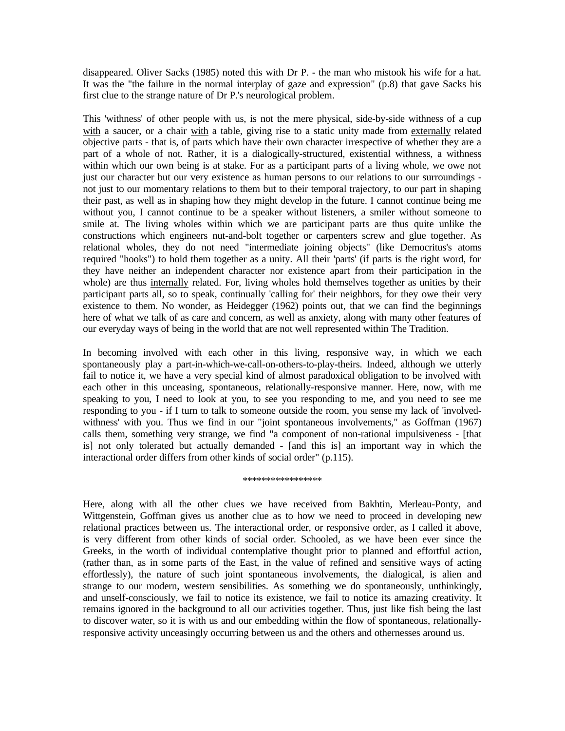disappeared. Oliver Sacks (1985) noted this with Dr P. - the man who mistook his wife for a hat. It was the "the failure in the normal interplay of gaze and expression" (p.8) that gave Sacks his first clue to the strange nature of Dr P.'s neurological problem.

This 'withness' of other people with us, is not the mere physical, side-by-side withness of a cup <u>with</u> a saucer, or a chair <u>with</u> a table, giving rise to a static unity made from <u>externally</u> related objective parts - that is, of parts which have their own character irrespective of whether they are a part of a whole of not. Rather, it is a dialogically-structured, existential withness, a withness within which our own being is at stake. For as a participant parts of a living whole, we owe not just our character but our very existence as human persons to our relations to our surroundings - not just to our momentary relations to them but to their temporal trajectory, to our part in shaping their past, as well as in shaping how they might develop in the future. I cannot continue being me without you, I cannot continue to be a speaker without listeners, a smiler without someone to smile at. The living wholes within which we are participant parts are thus quite unlike the constructions which engineers nut-and-bolt together or carpenters screw and glue together. As relational wholes, they do not need "intermediate joining objects" (like Democritus's atoms required "hooks") to hold them together as a unity. All their 'parts' (if parts is the right word, for they have neither an independent character nor existence apart from their participation in the whole) are thus <u>internally</u> related. For, living wholes hold themselves together as unities by their participant parts all, so to speak, continually 'calling for' their neighbors, for they owe their very existence to them. No wonder, as Heidegger (1962) points out, that we can find the beginnings here of what we talk of as care and concern, as well as anxiety, along with many other features of our everyday ways of being in the world that are not well represented within The Tradition.

In becoming involved with each other in this living, responsive way, in which we each spontaneously play a part-in-which-we-call-on-others-to-play-theirs. Indeed, although we utterly fail to notice it, we have a very special kind of almost paradoxical obligation to be involved with each other in this unceasing, spontaneous, relationally-responsive manner. Here, now, with me speaking to you, I need to look at you, to see you responding to me, and you need to see me responding to you - if I turn to talk to someone outside the room, you sense my lack of 'involved-withness' with you. Thus we find in our "joint spontaneous involvements," as Goffman (1967) calls them, something very strange, we find "a component of non-rational impulsiveness - [that is] not only tolerated but actually demanded - [and this is] an important way in which the interactional order differs from other kinds of social order" (p.115).

*****************

Here, along with all the other clues we have received from Bakhtin, Merleau-Ponty, and Wittgenstein, Goffman gives us another clue as to how we need to proceed in developing new relational practices between us. The interactional order, or responsive order, as I called it above, is very different from other kinds of social order. Schooled, as we have been ever since the Greeks, in the worth of individual contemplative thought prior to planned and effortful action, (rather than, as in some parts of the East, in the value of refined and sensitive ways of acting effortlessly), the nature of such joint spontaneous involvements, the dialogical, is alien and strange to our modern, western sensibilities. As something we do spontaneously, unthinkingly, and unself-consciously, we fail to notice its existence, we fail to notice its amazing creativity. It remains ignored in the background to all our activities together. Thus, just like fish being the last to discover water, so it is with us and our embedding within the flow of spontaneous, relationally-responsive activity unceasingly occurring between us and the others and othernesses around us.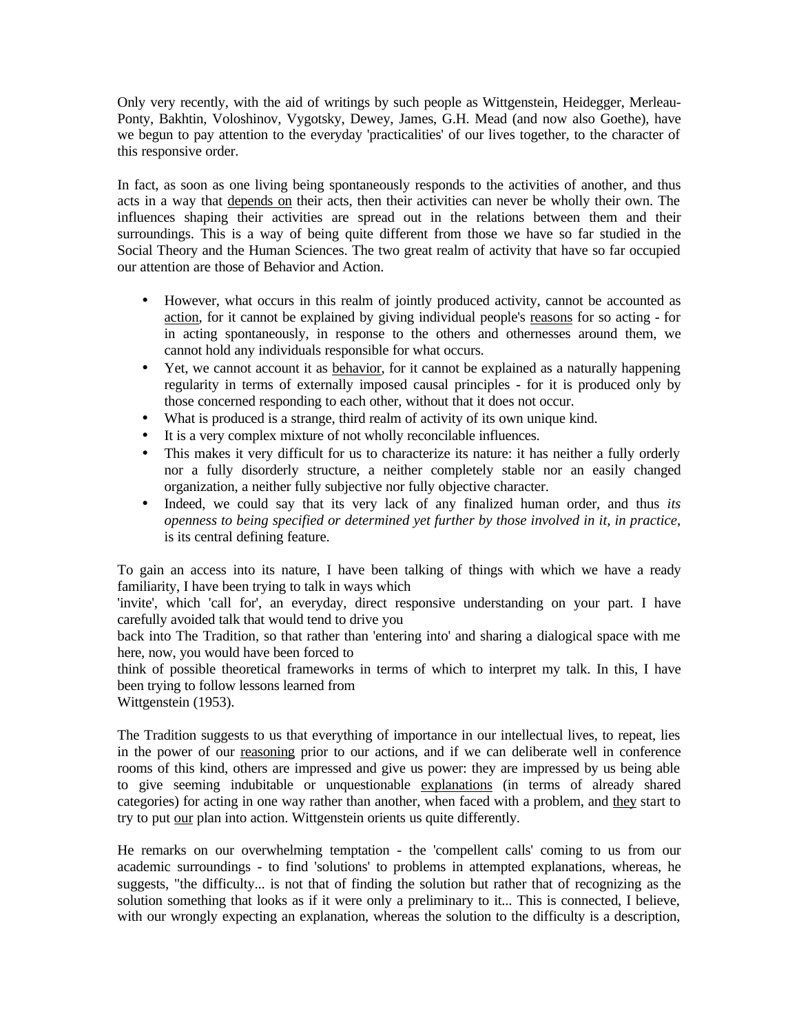Only very recently, with the aid of writings by such people as Wittgenstein, Heidegger, Merleau-Ponty, Bakhtin, Voloshinov, Vygotsky, Dewey, James, G.H. Mead (and now also Goethe), have we begun to pay attention to the everyday 'practicalities' of our lives together, to the character of this responsive order.

In fact, as soon as one living being spontaneously responds to the activities of another, and thus acts in a way that <u>depends on</u> their acts, then their activities can never be wholly their own. The influences shaping their activities are spread out in the relations between them and their surroundings. This is a way of being quite different from those we have so far studied in the Social Theory and the Human Sciences. The two great realm of activity that have so far occupied our attention are those of Behavior and Action.

- However, what occurs in this realm of jointly produced activity, cannot be accounted as <u>action</u>, for it cannot be explained by giving individual people's <u>reasons</u> for so acting - for in acting spontaneously, in response to the others and othernesses around them, we cannot hold any individuals responsible for what occurs.
- Yet, we cannot account it as <u>behavior</u>, for it cannot be explained as a naturally happening regularity in terms of externally imposed causal principles - for it is produced only by those concerned responding to each other, without that it does not occur.
- What is produced is a strange, third realm of activity of its own unique kind.
- It is a very complex mixture of not wholly reconcilable influences.
- This makes it very difficult for us to characterize its nature: it has neither a fully orderly nor a fully disorderly structure, a neither completely stable nor an easily changed organization, a neither fully subjective nor fully objective character.
- Indeed, we could say that its very lack of any finalized human order, and thus *its openness to being specified or determined yet further by those involved in it, in practice*, is its central defining feature.

To gain an access into its nature, I have been talking of things with which we have a ready familiarity, I have been trying to talk in ways which 'invite', which 'call for', an everyday, direct responsive understanding on your part. I have carefully avoided talk that would tend to drive you back into The Tradition, so that rather than 'entering into' and sharing a dialogical space with me here, now, you would have been forced to think of possible theoretical frameworks in terms of which to interpret my talk. In this, I have been trying to follow lessons learned from Wittgenstein (1953).

The Tradition suggests to us that everything of importance in our intellectual lives, to repeat, lies in the power of our <u>reasoning</u> prior to our actions, and if we can deliberate well in conference rooms of this kind, others are impressed and give us power: they are impressed by us being able to give seeming indubitable or unquestionable <u>explanations</u> (in terms of already shared categories) for acting in one way rather than another, when faced with a problem, and <u>they</u> start to try to put <u>our</u> plan into action. Wittgenstein orients us quite differently.

He remarks on our overwhelming temptation - the 'compellent calls' coming to us from our academic surroundings - to find 'solutions' to problems in attempted explanations, whereas, he suggests, "the difficulty... is not that of finding the solution but rather that of recognizing as the solution something that looks as if it were only a preliminary to it... This is connected, I believe, with our wrongly expecting an explanation, whereas the solution to the difficulty is a description,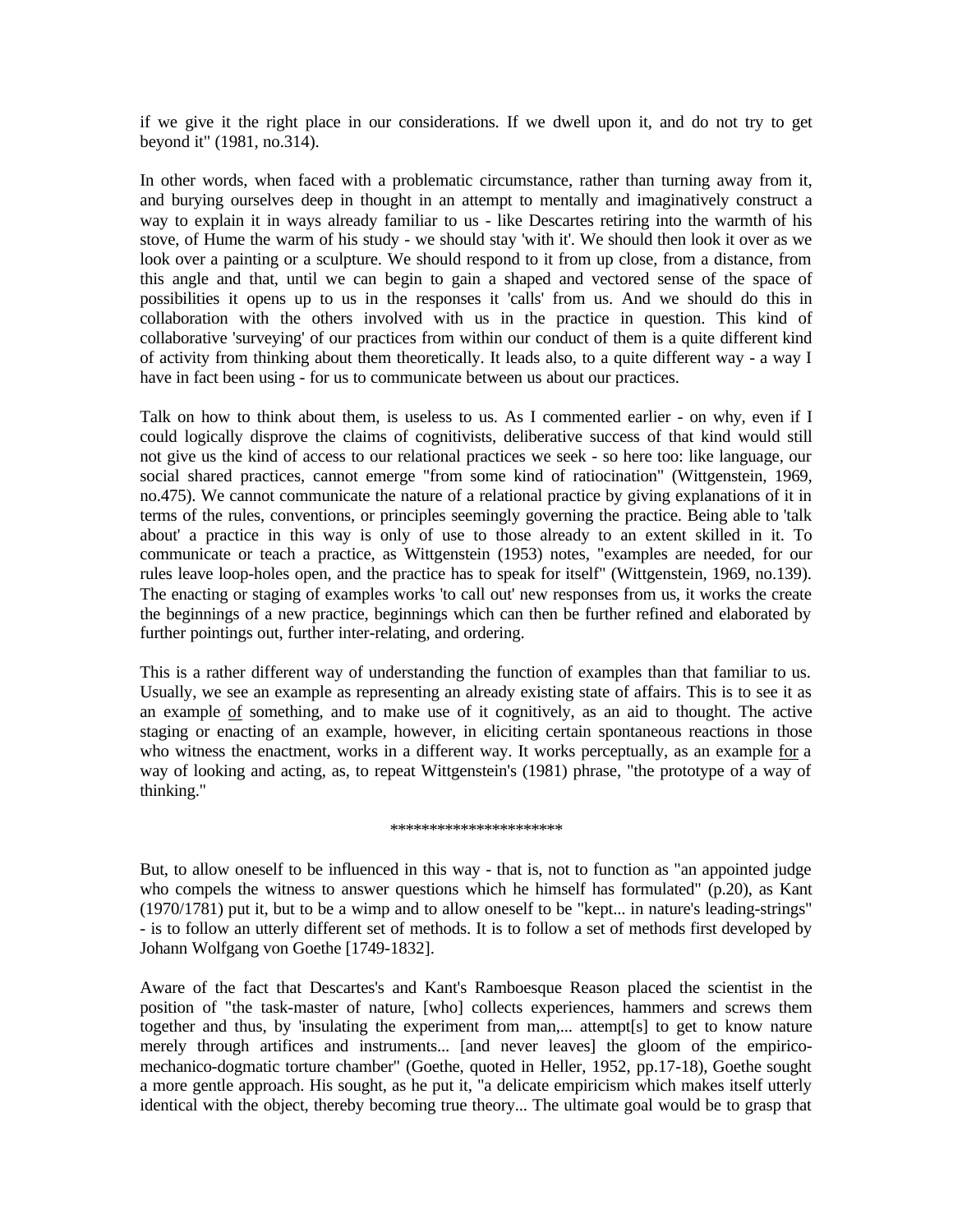if we give it the right place in our considerations. If we dwell upon it, and do not try to get beyond it" (1981, no.314).

In other words, when faced with a problematic circumstance, rather than turning away from it, and burying ourselves deep in thought in an attempt to mentally and imaginatively construct a way to explain it in ways already familiar to us - like Descartes retiring into the warmth of his stove, of Hume the warm of his study - we should stay 'with it'. We should then look it over as we look over a painting or a sculpture. We should respond to it from up close, from a distance, from this angle and that, until we can begin to gain a shaped and vectored sense of the space of possibilities it opens up to us in the responses it 'calls' from us. And we should do this in collaboration with the others involved with us in the practice in question. This kind of collaborative 'surveying' of our practices from within our conduct of them is a quite different kind of activity from thinking about them theoretically. It leads also, to a quite different way - a way I have in fact been using - for us to communicate between us about our practices.

Talk on how to think about them, is useless to us. As I commented earlier - on why, even if I could logically disprove the claims of cognitivists, deliberative success of that kind would still not give us the kind of access to our relational practices we seek - so here too: like language, our social shared practices, cannot emerge "from some kind of ratiocination" (Wittgenstein, 1969, no.475). We cannot communicate the nature of a relational practice by giving explanations of it in terms of the rules, conventions, or principles seemingly governing the practice. Being able to 'talk about' a practice in this way is only of use to those already to an extent skilled in it. To communicate or teach a practice, as Wittgenstein (1953) notes, "examples are needed, for our rules leave loop-holes open, and the practice has to speak for itself" (Wittgenstein, 1969, no.139). The enacting or staging of examples works 'to call out' new responses from us, it works the create the beginnings of a new practice, beginnings which can then be further refined and elaborated by further pointings out, further inter-relating, and ordering.

This is a rather different way of understanding the function of examples than that familiar to us. Usually, we see an example as representing an already existing state of affairs. This is to see it as an example <u>of</u> something, and to make use of it cognitively, as an aid to thought. The active staging or enacting of an example, however, in eliciting certain spontaneous reactions in those who witness the enactment, works in a different way. It works perceptually, as an example <u>for</u> a way of looking and acting, as, to repeat Wittgenstein's (1981) phrase, "the prototype of a way of thinking."

**********************

But, to allow oneself to be influenced in this way - that is, not to function as "an appointed judge who compels the witness to answer questions which he himself has formulated" (p.20), as Kant (1970/1781) put it, but to be a wimp and to allow oneself to be "kept... in nature's leading-strings" - is to follow an utterly different set of methods. It is to follow a set of methods first developed by Johann Wolfgang von Goethe [1749-1832].

Aware of the fact that Descartes's and Kant's Ramboesque Reason placed the scientist in the position of "the task-master of nature, [who] collects experiences, hammers and screws them together and thus, by 'insulating the experiment from man,... attempt[s] to get to know nature merely through artifices and instruments... [and never leaves] the gloom of the empirico-mechanico-dogmatic torture chamber" (Goethe, quoted in Heller, 1952, pp.17-18), Goethe sought a more gentle approach. His sought, as he put it, "a delicate empiricism which makes itself utterly identical with the object, thereby becoming true theory... The ultimate goal would be to grasp that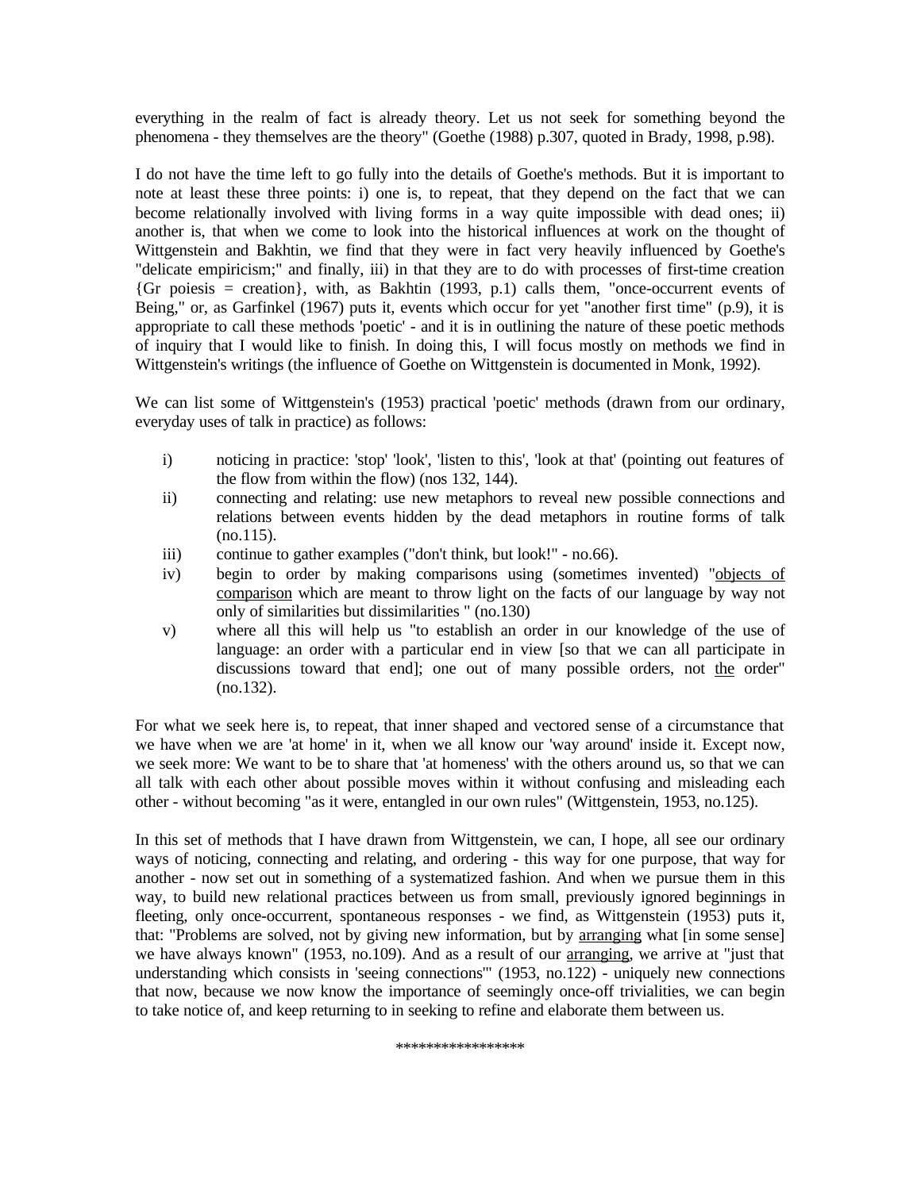everything in the realm of fact is already theory. Let us not seek for something beyond the phenomena - they themselves are the theory" (Goethe (1988) p.307, quoted in Brady, 1998, p.98).

I do not have the time left to go fully into the details of Goethe's methods. But it is important to note at least these three points: i) one is, to repeat, that they depend on the fact that we can become relationally involved with living forms in a way quite impossible with dead ones; ii) another is, that when we come to look into the historical influences at work on the thought of Wittgenstein and Bakhtin, we find that they were in fact very heavily influenced by Goethe's "delicate empiricism;" and finally, iii) in that they are to do with processes of first-time creation {Gr poiesis = creation}, with, as Bakhtin (1993, p.1) calls them, "once-occurrent events of Being," or, as Garfinkel (1967) puts it, events which occur for yet "another first time" (p.9), it is appropriate to call these methods 'poetic' - and it is in outlining the nature of these poetic methods of inquiry that I would like to finish. In doing this, I will focus mostly on methods we find in Wittgenstein's writings (the influence of Goethe on Wittgenstein is documented in Monk, 1992).

We can list some of Wittgenstein's (1953) practical 'poetic' methods (drawn from our ordinary, everyday uses of talk in practice) as follows:

i) noticing in practice: 'stop' 'look', 'listen to this', 'look at that' (pointing out features of the flow from within the flow) (nos 132, 144).
ii) connecting and relating: use new metaphors to reveal new possible connections and relations between events hidden by the dead metaphors in routine forms of talk (no.115).
iii) continue to gather examples ("don't think, but look!" - no.66).
iv) begin to order by making comparisons using (sometimes invented) "<u>objects of comparison</u> which are meant to throw light on the facts of our language by way not only of similarities but dissimilarities " (no.130)
v) where all this will help us "to establish an order in our knowledge of the use of language: an order with a particular end in view [so that we can all participate in discussions toward that end]; one out of many possible orders, not <u>the</u> order" (no.132).

For what we seek here is, to repeat, that inner shaped and vectored sense of a circumstance that we have when we are 'at home' in it, when we all know our 'way around' inside it. Except now, we seek more: We want to be to share that 'at homeness' with the others around us, so that we can all talk with each other about possible moves within it without confusing and misleading each other - without becoming "as it were, entangled in our own rules" (Wittgenstein, 1953, no.125).

In this set of methods that I have drawn from Wittgenstein, we can, I hope, all see our ordinary ways of noticing, connecting and relating, and ordering - this way for one purpose, that way for another - now set out in something of a systematized fashion. And when we pursue them in this way, to build new relational practices between us from small, previously ignored beginnings in fleeting, only once-occurrent, spontaneous responses - we find, as Wittgenstein (1953) puts it, that: "Problems are solved, not by giving new information, but by <u>arranging</u> what [in some sense] we have always known" (1953, no.109). And as a result of our <u>arranging</u>, we arrive at "just that understanding which consists in 'seeing connections'" (1953, no.122) - uniquely new connections that now, because we now know the importance of seemingly once-off trivialities, we can begin to take notice of, and keep returning to in seeking to refine and elaborate them between us.

*****************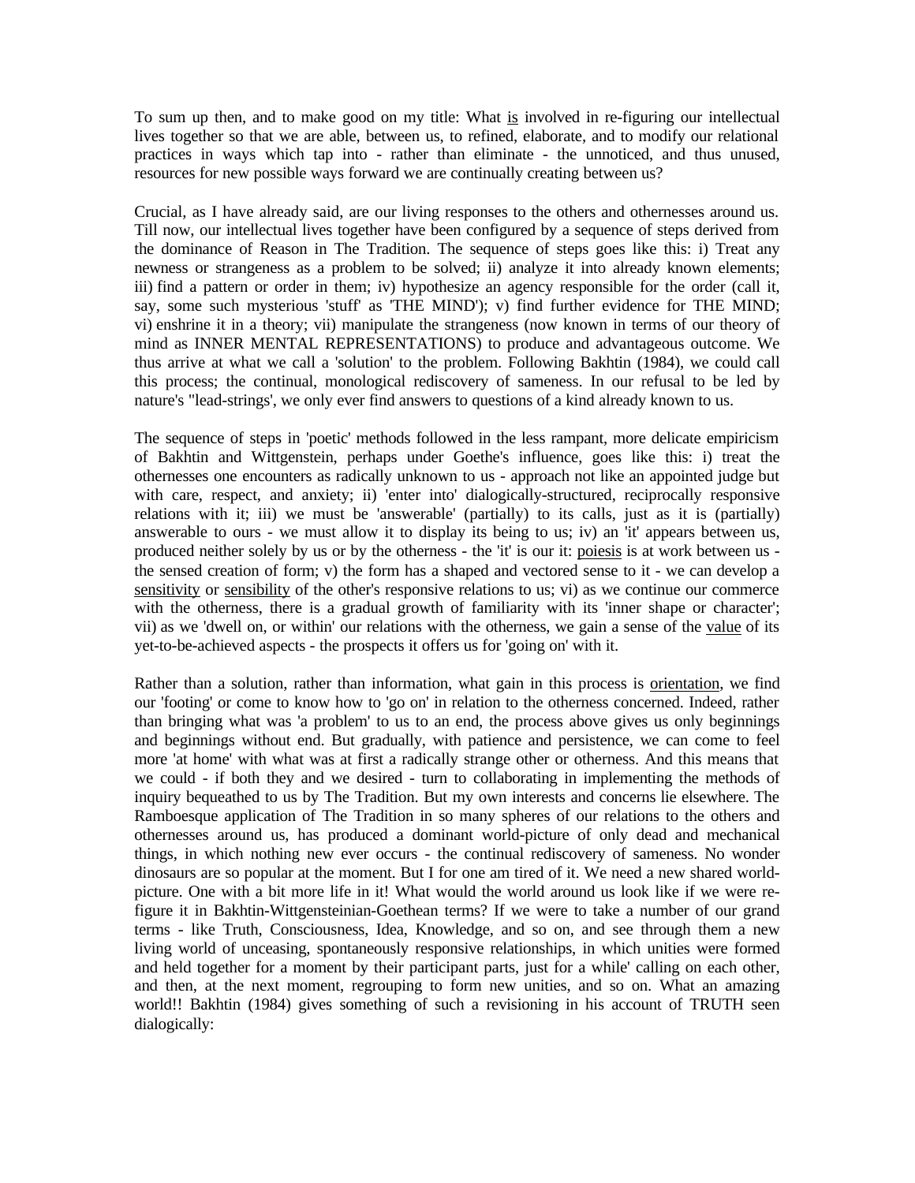To sum up then, and to make good on my title: What is involved in re-figuring our intellectual lives together so that we are able, between us, to refined, elaborate, and to modify our relational practices in ways which tap into - rather than eliminate - the unnoticed, and thus unused, resources for new possible ways forward we are continually creating between us?

Crucial, as I have already said, are our living responses to the others and othernesses around us. Till now, our intellectual lives together have been configured by a sequence of steps derived from the dominance of Reason in The Tradition. The sequence of steps goes like this: i) Treat any newness or strangeness as a problem to be solved; ii) analyze it into already known elements; iii) find a pattern or order in them; iv) hypothesize an agency responsible for the order (call it, say, some such mysterious 'stuff' as 'THE MIND'); v) find further evidence for THE MIND; vi) enshrine it in a theory; vii) manipulate the strangeness (now known in terms of our theory of mind as INNER MENTAL REPRESENTATIONS) to produce and advantageous outcome. We thus arrive at what we call a 'solution' to the problem. Following Bakhtin (1984), we could call this process; the continual, monological rediscovery of sameness. In our refusal to be led by nature's "lead-strings', we only ever find answers to questions of a kind already known to us.

The sequence of steps in 'poetic' methods followed in the less rampant, more delicate empiricism of Bakhtin and Wittgenstein, perhaps under Goethe's influence, goes like this: i) treat the othernesses one encounters as radically unknown to us - approach not like an appointed judge but with care, respect, and anxiety; ii) 'enter into' dialogically-structured, reciprocally responsive relations with it; iii) we must be 'answerable' (partially) to its calls, just as it is (partially) answerable to ours - we must allow it to display its being to us; iv) an 'it' appears between us, produced neither solely by us or by the otherness - the 'it' is our it: poiesis is at work between us - the sensed creation of form; v) the form has a shaped and vectored sense to it - we can develop a sensitivity or sensibility of the other's responsive relations to us; vi) as we continue our commerce with the otherness, there is a gradual growth of familiarity with its 'inner shape or character'; vii) as we 'dwell on, or within' our relations with the otherness, we gain a sense of the value of its yet-to-be-achieved aspects - the prospects it offers us for 'going on' with it.

Rather than a solution, rather than information, what gain in this process is orientation, we find our 'footing' or come to know how to 'go on' in relation to the otherness concerned. Indeed, rather than bringing what was 'a problem' to us to an end, the process above gives us only beginnings and beginnings without end. But gradually, with patience and persistence, we can come to feel more 'at home' with what was at first a radically strange other or otherness. And this means that we could - if both they and we desired - turn to collaborating in implementing the methods of inquiry bequeathed to us by The Tradition. But my own interests and concerns lie elsewhere. The Ramboesque application of The Tradition in so many spheres of our relations to the others and othernesses around us, has produced a dominant world-picture of only dead and mechanical things, in which nothing new ever occurs - the continual rediscovery of sameness. No wonder dinosaurs are so popular at the moment. But I for one am tired of it. We need a new shared world-picture. One with a bit more life in it! What would the world around us look like if we were re-figure it in Bakhtin-Wittgensteinian-Goethean terms? If we were to take a number of our grand terms - like Truth, Consciousness, Idea, Knowledge, and so on, and see through them a new living world of unceasing, spontaneously responsive relationships, in which unities were formed and held together for a moment by their participant parts, just for a while' calling on each other, and then, at the next moment, regrouping to form new unities, and so on. What an amazing world!! Bakhtin (1984) gives something of such a revisioning in his account of TRUTH seen dialogically: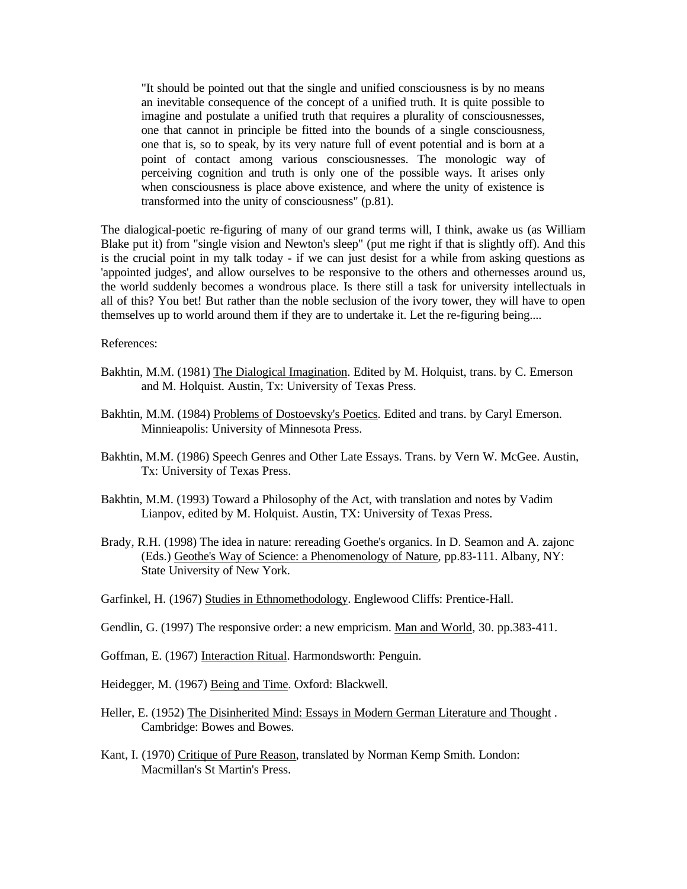> "It should be pointed out that the single and unified consciousness is by no means an inevitable consequence of the concept of a unified truth. It is quite possible to imagine and postulate a unified truth that requires a plurality of consciousnesses, one that cannot in principle be fitted into the bounds of a single consciousness, one that is, so to speak, by its very nature full of event potential and is born at a point of contact among various consciousnesses. The monologic way of perceiving cognition and truth is only one of the possible ways. It arises only when consciousness is place above existence, and where the unity of existence is transformed into the unity of consciousness" (p.81).

The dialogical-poetic re-figuring of many of our grand terms will, I think, awake us (as William Blake put it) from "single vision and Newton's sleep" (put me right if that is slightly off). And this is the crucial point in my talk today - if we can just desist for a while from asking questions as 'appointed judges', and allow ourselves to be responsive to the others and othernesses around us, the world suddenly becomes a wondrous place. Is there still a task for university intellectuals in all of this? You bet! But rather than the noble seclusion of the ivory tower, they will have to open themselves up to world around them if they are to undertake it. Let the re-figuring being....

References:

Bakhtin, M.M. (1981) <u>The Dialogical Imagination</u>. Edited by M. Holquist, trans. by C. Emerson and M. Holquist. Austin, Tx: University of Texas Press.

Bakhtin, M.M. (1984) <u>Problems of Dostoevsky's Poetics</u>. Edited and trans. by Caryl Emerson. Minnieapolis: University of Minnesota Press.

Bakhtin, M.M. (1986) Speech Genres and Other Late Essays. Trans. by Vern W. McGee. Austin, Tx: University of Texas Press.

Bakhtin, M.M. (1993) Toward a Philosophy of the Act, with translation and notes by Vadim Lianpov, edited by M. Holquist. Austin, TX: University of Texas Press.

Brady, R.H. (1998) The idea in nature: rereading Goethe's organics. In D. Seamon and A. zajonc (Eds.) <u>Geothe's Way of Science: a Phenomenology of Nature</u>, pp.83-111. Albany, NY: State University of New York.

Garfinkel, H. (1967) <u>Studies in Ethnomethodology</u>. Englewood Cliffs: Prentice-Hall.

Gendlin, G. (1997) The responsive order: a new empricism. <u>Man and World</u>, 30. pp.383-411.

Goffman, E. (1967) <u>Interaction Ritual</u>. Harmondsworth: Penguin.

Heidegger, M. (1967) <u>Being and Time</u>. Oxford: Blackwell.

Heller, E. (1952) <u>The Disinherited Mind: Essays in Modern German Literature and Thought</u> . Cambridge: Bowes and Bowes.

Kant, I. (1970) <u>Critique of Pure Reason</u>, translated by Norman Kemp Smith. London: Macmillan's St Martin's Press.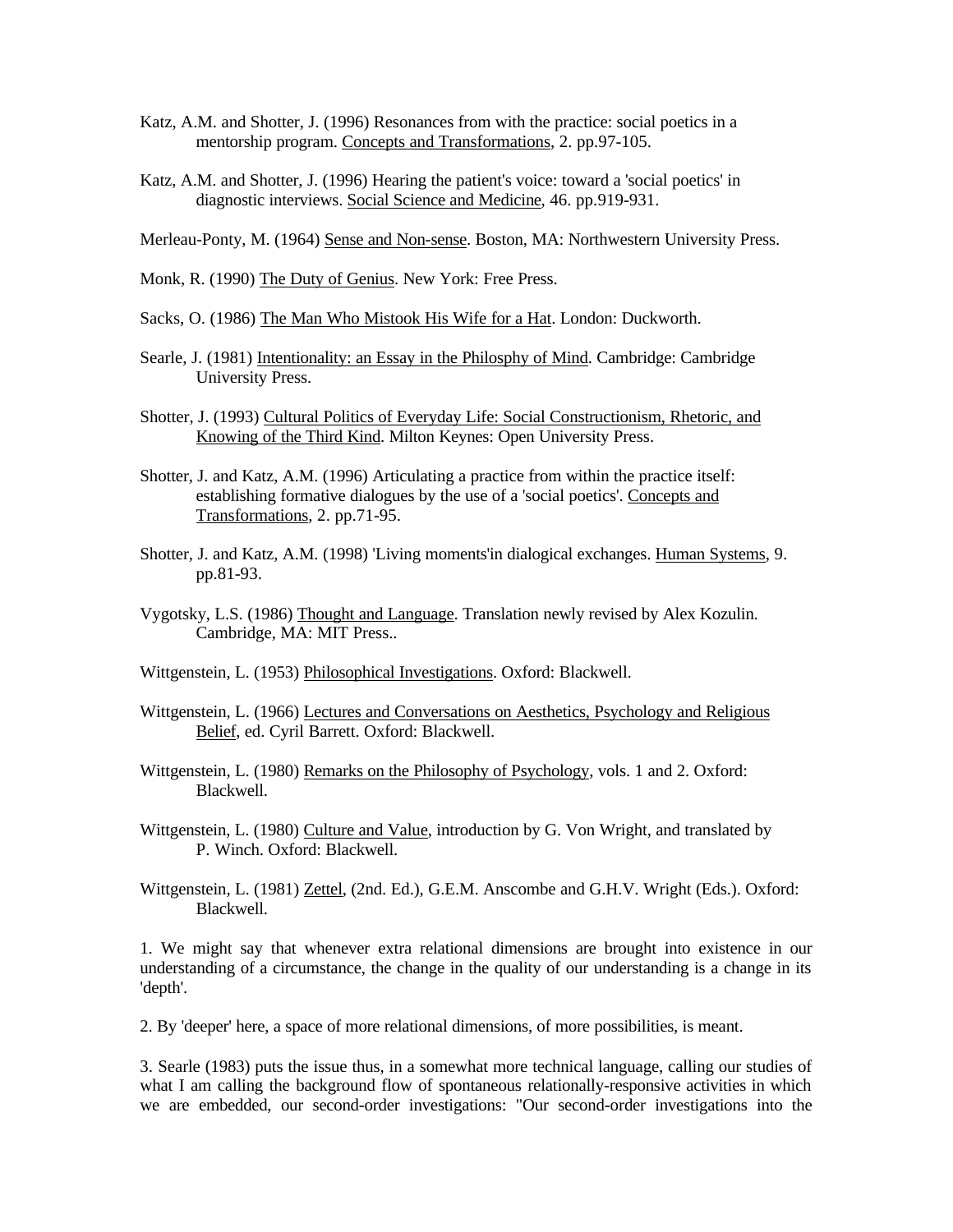Katz, A.M. and Shotter, J. (1996) Resonances from with the practice: social poetics in a mentorship program. Concepts and Transformations, 2. pp.97-105.

Katz, A.M. and Shotter, J. (1996) Hearing the patient's voice: toward a 'social poetics' in diagnostic interviews. Social Science and Medicine, 46. pp.919-931.

Merleau-Ponty, M. (1964) Sense and Non-sense. Boston, MA: Northwestern University Press.

Monk, R. (1990) The Duty of Genius. New York: Free Press.

Sacks, O. (1986) The Man Who Mistook His Wife for a Hat. London: Duckworth.

Searle, J. (1981) Intentionality: an Essay in the Philosphy of Mind. Cambridge: Cambridge University Press.

Shotter, J. (1993) Cultural Politics of Everyday Life: Social Constructionism, Rhetoric, and Knowing of the Third Kind. Milton Keynes: Open University Press.

Shotter, J. and Katz, A.M. (1996) Articulating a practice from within the practice itself: establishing formative dialogues by the use of a 'social poetics'. Concepts and Transformations, 2. pp.71-95.

Shotter, J. and Katz, A.M. (1998) 'Living moments'in dialogical exchanges. Human Systems, 9. pp.81-93.

Vygotsky, L.S. (1986) Thought and Language. Translation newly revised by Alex Kozulin. Cambridge, MA: MIT Press..

Wittgenstein, L. (1953) Philosophical Investigations. Oxford: Blackwell.

Wittgenstein, L. (1966) Lectures and Conversations on Aesthetics, Psychology and Religious Belief, ed. Cyril Barrett. Oxford: Blackwell.

Wittgenstein, L. (1980) Remarks on the Philosophy of Psychology, vols. 1 and 2. Oxford: Blackwell.

Wittgenstein, L. (1980) Culture and Value, introduction by G. Von Wright, and translated by P. Winch. Oxford: Blackwell.

Wittgenstein, L. (1981) Zettel, (2nd. Ed.), G.E.M. Anscombe and G.H.V. Wright (Eds.). Oxford: Blackwell.

1. We might say that whenever extra relational dimensions are brought into existence in our understanding of a circumstance, the change in the quality of our understanding is a change in its 'depth'.

2. By 'deeper' here, a space of more relational dimensions, of more possibilities, is meant.

3. Searle (1983) puts the issue thus, in a somewhat more technical language, calling our studies of what I am calling the background flow of spontaneous relationally-responsive activities in which we are embedded, our second-order investigations: "Our second-order investigations into the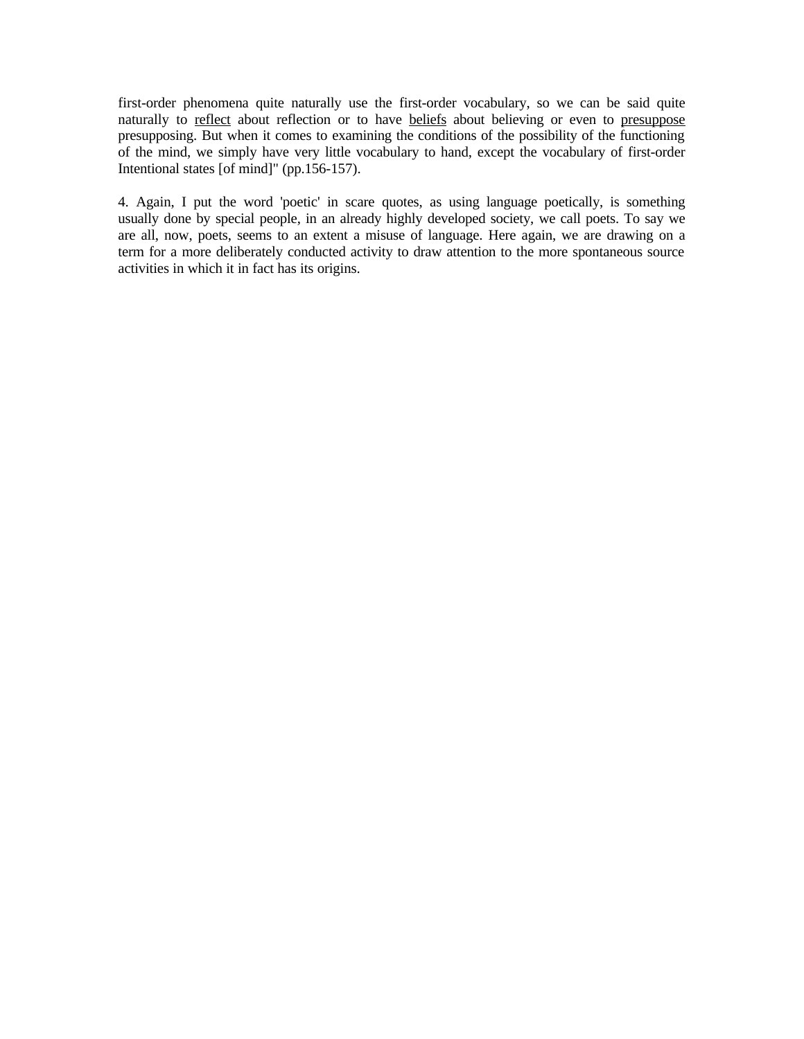first-order phenomena quite naturally use the first-order vocabulary, so we can be said quite naturally to <u>reflect</u> about reflection or to have <u>beliefs</u> about believing or even to <u>presuppose</u> presupposing. But when it comes to examining the conditions of the possibility of the functioning of the mind, we simply have very little vocabulary to hand, except the vocabulary of first-order Intentional states [of mind]" (pp.156-157).

4. Again, I put the word 'poetic' in scare quotes, as using language poetically, is something usually done by special people, in an already highly developed society, we call poets. To say we are all, now, poets, seems to an extent a misuse of language. Here again, we are drawing on a term for a more deliberately conducted activity to draw attention to the more spontaneous source activities in which it in fact has its origins.